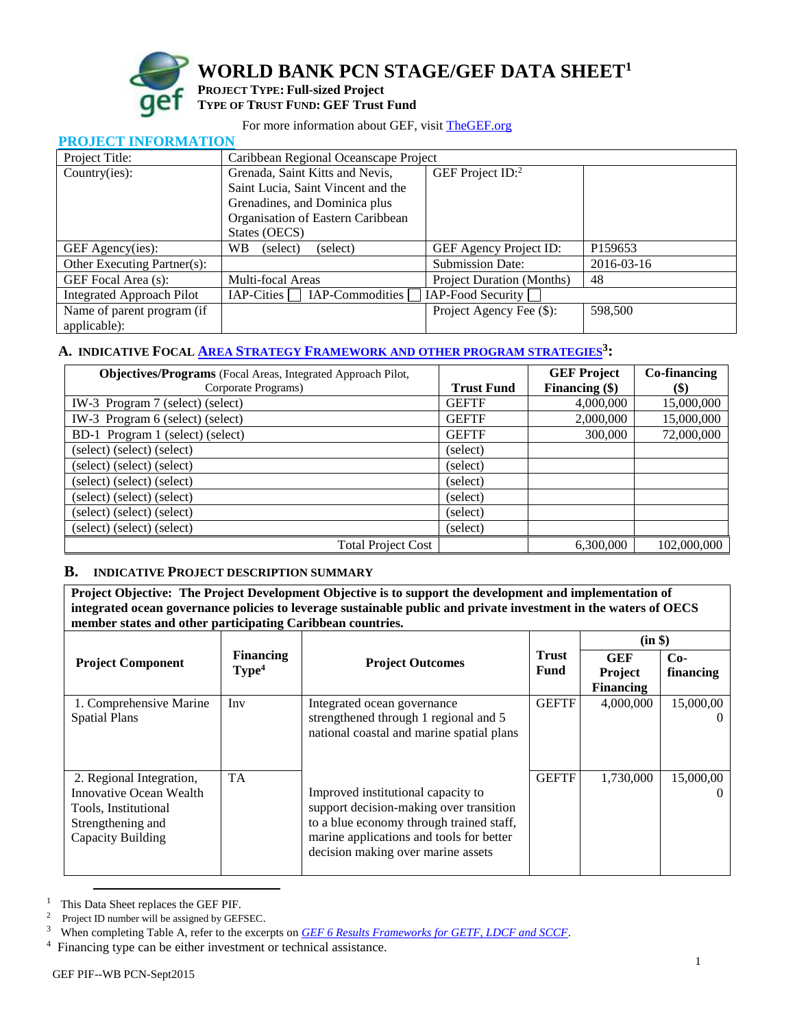# WORLD BANK PCN STAGE/GEF DATA SHEET[1]

**PROJECT TYPE: Full-sized Project**
**TYPE OF TRUST FUND: GEF Trust Fund**

For more information about GEF, visit TheGEF.org

## PROJECT INFORMATION

| | | | |
|---|---|---|---|
| Project Title: | Caribbean Regional Oceanscape Project | | |
| Country(ies): | Grenada, Saint Kitts and Nevis, Saint Lucia, Saint Vincent and the Grenadines, and Dominica plus Organisation of Eastern Caribbean States (OECS) | GEF Project ID:[2] | |
| GEF Agency(ies): | WB (select) (select) | GEF Agency Project ID: | P159653 |
| Other Executing Partner(s): | | Submission Date: | 2016-03-16 |
| GEF Focal Area (s): | Multi-focal Areas | Project Duration (Months) | 48 |
| Integrated Approach Pilot | IAP-Cities ☐ IAP-Commodities ☐ | IAP-Food Security ☐ | |
| Name of parent program (if applicable): | | Project Agency Fee ($): | 598,500 |

### A. INDICATIVE FOCAL AREA STRATEGY FRAMEWORK AND OTHER PROGRAM STRATEGIES[3]:

| **Objectives/Programs** (Focal Areas, Integrated Approach Pilot, Corporate Programs) | **Trust Fund** | **GEF Project Financing ($)** | **Co-financing ($)** |
|---|---|---|---|
| IW-3 Program 7 (select) (select) | GEFTF | 4,000,000 | 15,000,000 |
| IW-3 Program 6 (select) (select) | GEFTF | 2,000,000 | 15,000,000 |
| BD-1 Program 1 (select) (select) | GEFTF | 300,000 | 72,000,000 |
| (select) (select) (select) | (select) | | |
| (select) (select) (select) | (select) | | |
| (select) (select) (select) | (select) | | |
| (select) (select) (select) | (select) | | |
| (select) (select) (select) | (select) | | |
| (select) (select) (select) | (select) | | |
| Total Project Cost | | 6,300,000 | 102,000,000 |

### B. INDICATIVE PROJECT DESCRIPTION SUMMARY

**Project Objective: The Project Development Objective is to support the development and implementation of integrated ocean governance policies to leverage sustainable public and private investment in the waters of OECS member states and other participating Caribbean countries.**

| **Project Component** | **Financing Type**[4] | **Project Outcomes** | **Trust Fund** | **(in $)** | |
|---|---|---|---|---|---|
| | | | | **GEF Project Financing** | **Co-financing** |
| 1. Comprehensive Marine Spatial Plans | Inv | Integrated ocean governance strengthened through 1 regional and 5 national coastal and marine spatial plans | GEFTF | 4,000,000 | 15,000,000 |
| 2. Regional Integration, Innovative Ocean Wealth Tools, Institutional Strengthening and Capacity Building | TA | Improved institutional capacity to support decision-making over transition to a blue economy through trained staff, marine applications and tools for better decision making over marine assets | GEFTF | 1,730,000 | 15,000,000 |

[1] This Data Sheet replaces the GEF PIF.
[2] Project ID number will be assigned by GEFSEC.
[3] When completing Table A, refer to the excerpts on *GEF 6 Results Frameworks for GETF, LDCF and SCCF*.
[4] Financing type can be either investment or technical assistance.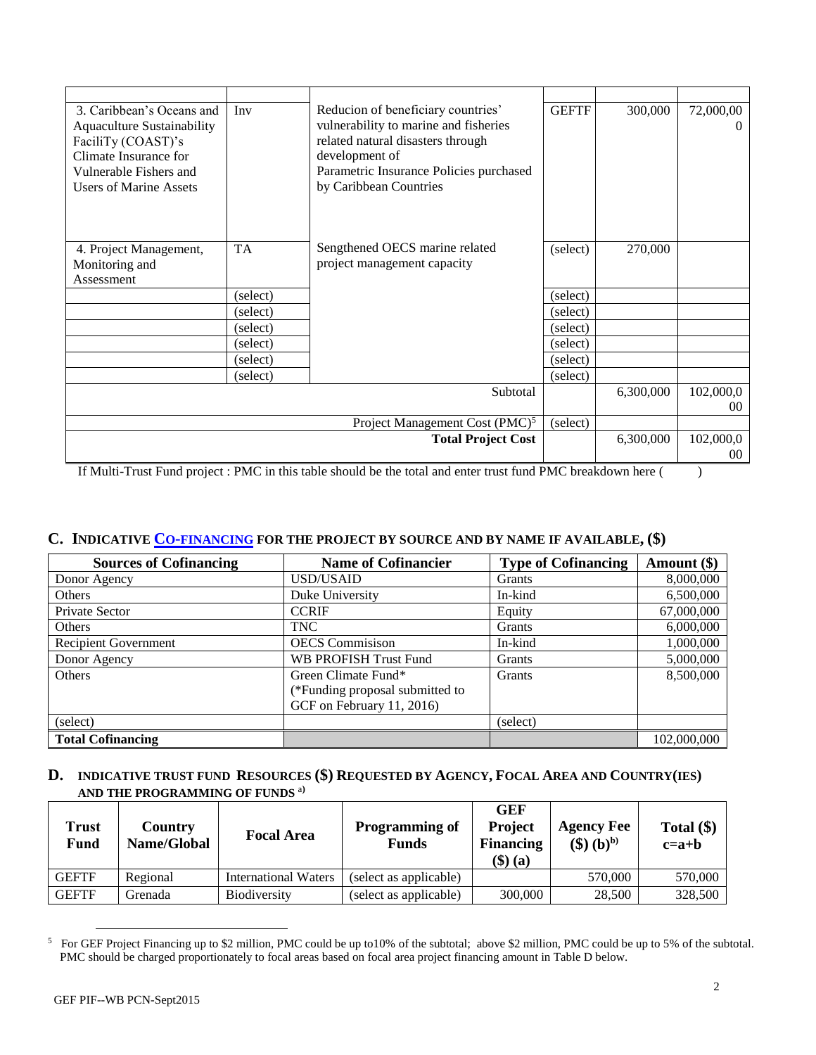| | | | | | |
|---|---|---|---|---|---|
| 3. Caribbean's Oceans and Aquaculture Sustainability FaciliTy (COAST)'s Climate Insurance for Vulnerable Fishers and Users of Marine Assets | Inv | Reducion of beneficiary countries' vulnerability to marine and fisheries related natural disasters through development of Parametric Insurance Policies purchased by Caribbean Countries | GEFTF | 300,000 | 72,000,000 |
| 4. Project Management, Monitoring and Assessment | TA | Sengthened OECS marine related project management capacity | (select) | 270,000 | |
| | (select) | | (select) | | |
| | (select) | | (select) | | |
| | (select) | | (select) | | |
| | (select) | | (select) | | |
| | (select) | | (select) | | |
| | (select) | | (select) | | |
| | | Subtotal | | 6,300,000 | 102,000,000 |
| | | Project Management Cost (PMC)[5] | (select) | | |
| | | **Total Project Cost** | | 6,300,000 | 102,000,000 |

If Multi-Trust Fund project : PMC in this table should be the total and enter trust fund PMC breakdown here ( )

## C. Indicative Co-financing for the project by source and by name if available, ($)

| Sources of Cofinancing | Name of Cofinancier | Type of Cofinancing | Amount ($) |
|---|---|---|---|
| Donor Agency | USD/USAID | Grants | 8,000,000 |
| Others | Duke University | In-kind | 6,500,000 |
| Private Sector | CCRIF | Equity | 67,000,000 |
| Others | TNC | Grants | 6,000,000 |
| Recipient Government | OECS Commisison | In-kind | 1,000,000 |
| Donor Agency | WB PROFISH Trust Fund | Grants | 5,000,000 |
| Others | Green Climate Fund* (*Funding proposal submitted to GCF on February 11, 2016) | Grants | 8,500,000 |
| (select) | | (select) | |
| **Total Cofinancing** | | | 102,000,000 |

## D. Indicative Trust Fund Resources ($) Requested by Agency, Focal Area and Country(ies) and the Programming of Funds [a)]

| Trust Fund | Country Name/Global | Focal Area | Programming of Funds | GEF Project Financing ($) (a) | Agency Fee ($) (b)[b)] | Total ($) c=a+b |
|---|---|---|---|---|---|---|
| GEFTF | Regional | International Waters | (select as applicable) | | 570,000 | 570,000 |
| GEFTF | Grenada | Biodiversity | (select as applicable) | 300,000 | 28,500 | 328,500 |

[5] For GEF Project Financing up to $2 million, PMC could be up to10% of the subtotal; above $2 million, PMC could be up to 5% of the subtotal. PMC should be charged proportionately to focal areas based on focal area project financing amount in Table D below.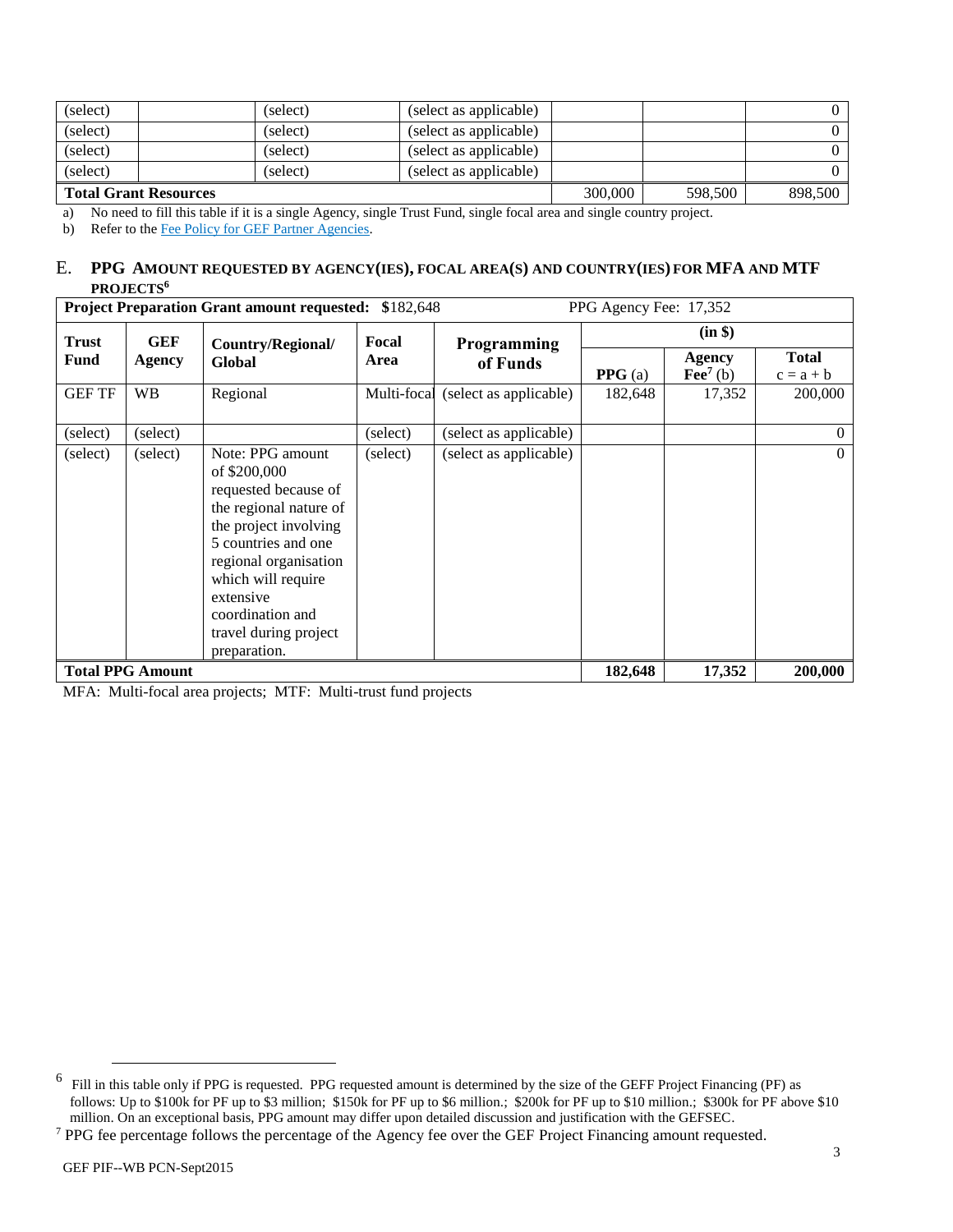| | | | | | | |
|---|---|---|---|---|---|---|
| (select) | | (select) | (select as applicable) | | | 0 |
| (select) | | (select) | (select as applicable) | | | 0 |
| (select) | | (select) | (select as applicable) | | | 0 |
| (select) | | (select) | (select as applicable) | | | 0 |
| **Total Grant Resources** | | | | 300,000 | 598,500 | 898,500 |

a) No need to fill this table if it is a single Agency, single Trust Fund, single focal area and single country project.

b) Refer to the Fee Policy for GEF Partner Agencies.

## E. PPG AMOUNT REQUESTED BY AGENCY(IES), FOCAL AREA(S) AND COUNTRY(IES) FOR MFA AND MTF PROJECTS[6]

| **Project Preparation Grant amount requested: $182,648** | | | | PPG Agency Fee: 17,352 | | | |
|---|---|---|---|---|---|---|---|
| **Trust Fund** | **GEF Agency** | **Country/Regional/ Global** | **Focal Area** | **Programming of Funds** | **(in $)** | | |
| | | | | | **PPG** (a) | **Agency Fee**[7] (b) | **Total** c = a + b |
| GEF TF | WB | Regional | Multi-focal | (select as applicable) | 182,648 | 17,352 | 200,000 |
| (select) | (select) | | (select) | (select as applicable) | | | 0 |
| (select) | (select) | Note: PPG amount of $200,000 requested because of the regional nature of the project involving 5 countries and one regional organisation which will require extensive coordination and travel during project preparation. | (select) | (select as applicable) | | | 0 |
| **Total PPG Amount** | | | | | **182,648** | **17,352** | **200,000** |

MFA: Multi-focal area projects; MTF: Multi-trust fund projects

---

[6] Fill in this table only if PPG is requested. PPG requested amount is determined by the size of the GEFF Project Financing (PF) as follows: Up to $100k for PF up to $3 million; $150k for PF up to $6 million.; $200k for PF up to $10 million.; $300k for PF above $10 million. On an exceptional basis, PPG amount may differ upon detailed discussion and justification with the GEFSEC.

[7] PPG fee percentage follows the percentage of the Agency fee over the GEF Project Financing amount requested.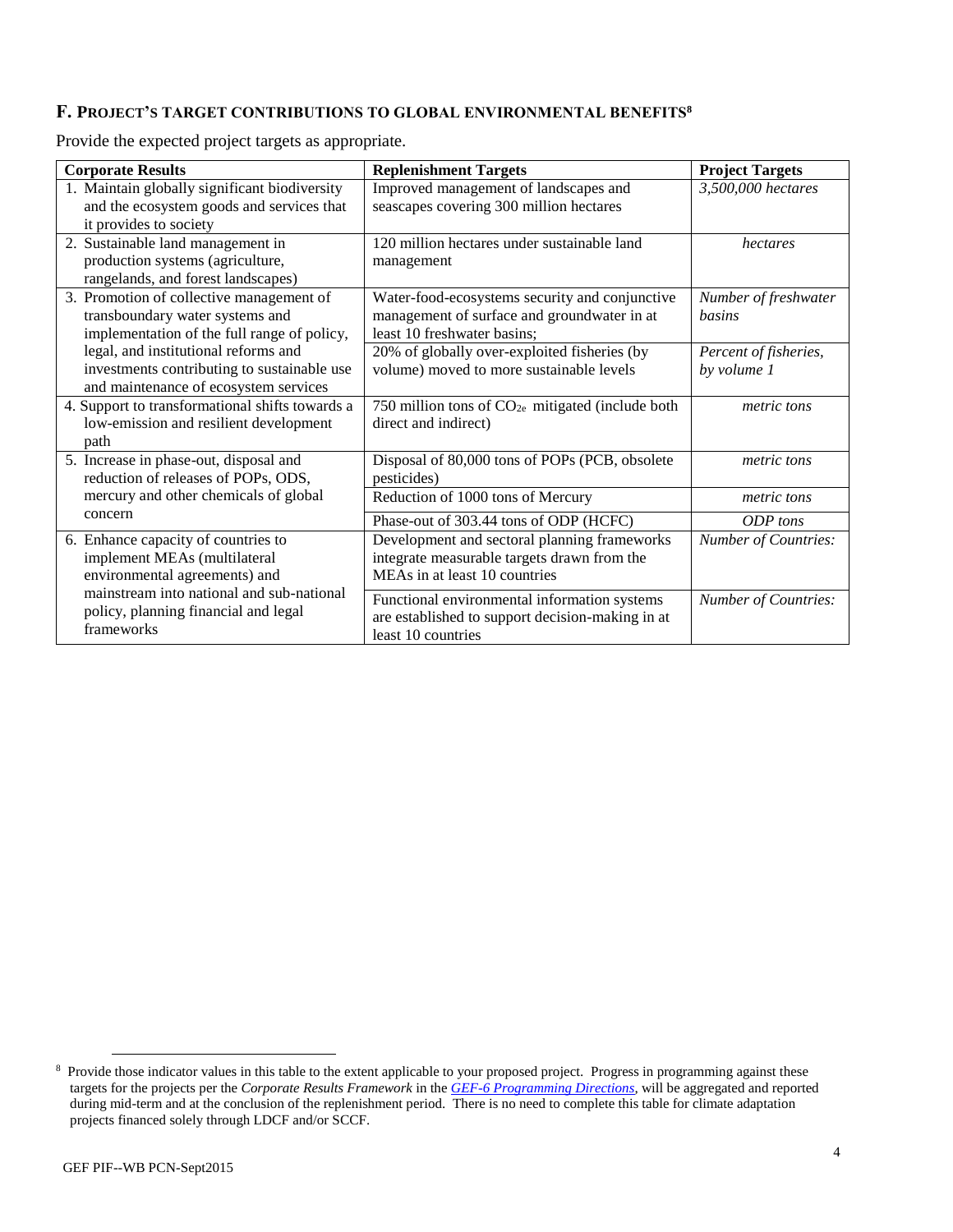## F. PROJECT'S TARGET CONTRIBUTIONS TO GLOBAL ENVIRONMENTAL BENEFITS[8]

Provide the expected project targets as appropriate.

| Corporate Results | Replenishment Targets | Project Targets |
|---|---|---|
| 1. Maintain globally significant biodiversity and the ecosystem goods and services that it provides to society | Improved management of landscapes and seascapes covering 300 million hectares | *3,500,000 hectares* |
| 2. Sustainable land management in production systems (agriculture, rangelands, and forest landscapes) | 120 million hectares under sustainable land management | *hectares* |
| 3. Promotion of collective management of transboundary water systems and implementation of the full range of policy, legal, and institutional reforms and investments contributing to sustainable use and maintenance of ecosystem services | Water-food-ecosystems security and conjunctive management of surface and groundwater in at least 10 freshwater basins; | *Number of freshwater basins* |
| | 20% of globally over-exploited fisheries (by volume) moved to more sustainable levels | *Percent of fisheries, by volume 1* |
| 4. Support to transformational shifts towards a low-emission and resilient development path | 750 million tons of $CO_{2e}$ mitigated (include both direct and indirect) | *metric tons* |
| 5. Increase in phase-out, disposal and reduction of releases of POPs, ODS, mercury and other chemicals of global concern | Disposal of 80,000 tons of POPs (PCB, obsolete pesticides) | *metric tons* |
| | Reduction of 1000 tons of Mercury | *metric tons* |
| | Phase-out of 303.44 tons of ODP (HCFC) | *ODP tons* |
| 6. Enhance capacity of countries to implement MEAs (multilateral environmental agreements) and mainstream into national and sub-national policy, planning financial and legal frameworks | Development and sectoral planning frameworks integrate measurable targets drawn from the MEAs in at least 10 countries | *Number of Countries:* |
| | Functional environmental information systems are established to support decision-making in at least 10 countries | *Number of Countries:* |

[8] Provide those indicator values in this table to the extent applicable to your proposed project. Progress in programming against these targets for the projects per the *Corporate Results Framework* in the *GEF-6 Programming Directions*, will be aggregated and reported during mid-term and at the conclusion of the replenishment period. There is no need to complete this table for climate adaptation projects financed solely through LDCF and/or SCCF.